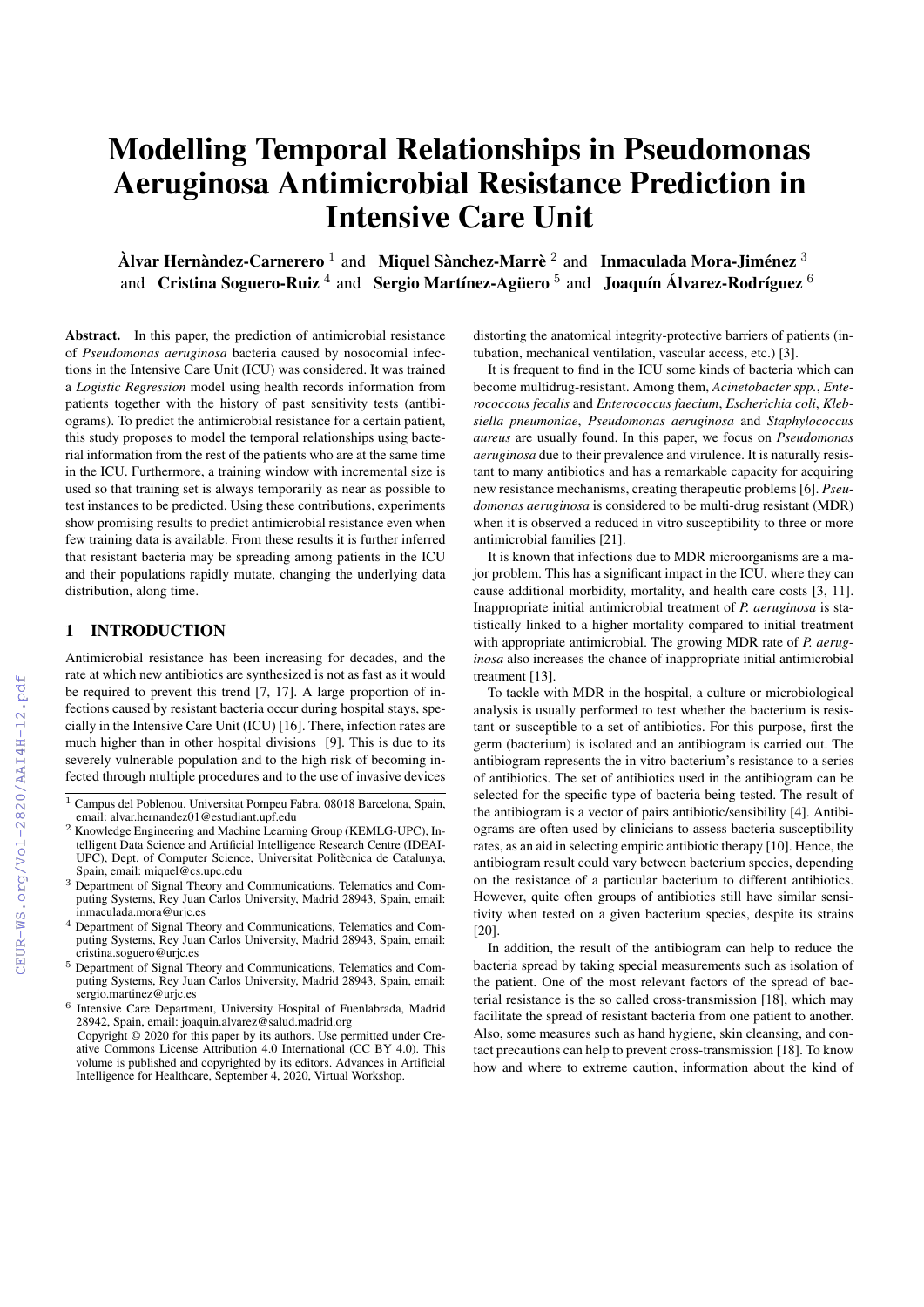# Modelling Temporal Relationships in Pseudomonas Aeruginosa Antimicrobial Resistance Prediction in Intensive Care Unit

**Àlvar Hernàndez-Carnerero** [1] and **Miquel Sànchez-Marrè** [2] and **Inmaculada Mora-Jiménez** [3] and **Cristina Soguero-Ruiz** [4] and **Sergio Martínez-Agüero** [5] and **Joaquín Álvarez-Rodríguez** [6]

**Abstract.** In this paper, the prediction of antimicrobial resistance of *Pseudomonas aeruginosa* bacteria caused by nosocomial infections in the Intensive Care Unit (ICU) was considered. It was trained a *Logistic Regression* model using health records information from patients together with the history of past sensitivity tests (antibiograms). To predict the antimicrobial resistance for a certain patient, this study proposes to model the temporal relationships using bacterial information from the rest of the patients who are at the same time in the ICU. Furthermore, a training window with incremental size is used so that training set is always temporarily as near as possible to test instances to be predicted. Using these contributions, experiments show promising results to predict antimicrobial resistance even when few training data is available. From these results it is further inferred that resistant bacteria may be spreading among patients in the ICU and their populations rapidly mutate, changing the underlying data distribution, along time.

## 1 INTRODUCTION

Antimicrobial resistance has been increasing for decades, and the rate at which new antibiotics are synthesized is not as fast as it would be required to prevent this trend [7, 17]. A large proportion of infections caused by resistant bacteria occur during hospital stays, specially in the Intensive Care Unit (ICU) [16]. There, infection rates are much higher than in other hospital divisions [9]. This is due to its severely vulnerable population and to the high risk of becoming infected through multiple procedures and to the use of invasive devices distorting the anatomical integrity-protective barriers of patients (intubation, mechanical ventilation, vascular access, etc.) [3].

It is frequent to find in the ICU some kinds of bacteria which can become multidrug-resistant. Among them, *Acinetobacter spp.*, *Enterococcous fecalis* and *Enterococcus faecium*, *Escherichia coli*, *Klebsiella pneumoniae*, *Pseudomonas aeruginosa* and *Staphylococcus aureus* are usually found. In this paper, we focus on *Pseudomonas aeruginosa* due to their prevalence and virulence. It is naturally resistant to many antibiotics and has a remarkable capacity for acquiring new resistance mechanisms, creating therapeutic problems [6]. *Pseudomonas aeruginosa* is considered to be multi-drug resistant (MDR) when it is observed a reduced in vitro susceptibility to three or more antimicrobial families [21].

It is known that infections due to MDR microorganisms are a major problem. This has a significant impact in the ICU, where they can cause additional morbidity, mortality, and health care costs [3, 11]. Inappropriate initial antimicrobial treatment of *P. aeruginosa* is statistically linked to a higher mortality compared to initial treatment with appropriate antimicrobial. The growing MDR rate of *P. aeruginosa* also increases the chance of inappropriate initial antimicrobial treatment [13].

To tackle with MDR in the hospital, a culture or microbiological analysis is usually performed to test whether the bacterium is resistant or susceptible to a set of antibiotics. For this purpose, first the germ (bacterium) is isolated and an antibiogram is carried out. The antibiogram represents the in vitro bacterium's resistance to a series of antibiotics. The set of antibiotics used in the antibiogram can be selected for the specific type of bacteria being tested. The result of the antibiogram is a vector of pairs antibiotic/sensibility [4]. Antibiograms are often used by clinicians to assess bacteria susceptibility rates, as an aid in selecting empiric antibiotic therapy [10]. Hence, the antibiogram result could vary between bacterium species, depending on the resistance of a particular bacterium to different antibiotics. However, quite often groups of antibiotics still have similar sensitivity when tested on a given bacterium species, despite its strains [20].

In addition, the result of the antibiogram can help to reduce the bacteria spread by taking special measurements such as isolation of the patient. One of the most relevant factors of the spread of bacterial resistance is the so called cross-transmission [18], which may facilitate the spread of resistant bacteria from one patient to another. Also, some measures such as hand hygiene, skin cleansing, and contact precautions can help to prevent cross-transmission [18]. To know how and where to extreme caution, information about the kind of

---

[1] Campus del Poblenou, Universitat Pompeu Fabra, 08018 Barcelona, Spain, email: alvar.hernandez01@estudiant.upf.edu

[2] Knowledge Engineering and Machine Learning Group (KEMLG-UPC), Intelligent Data Science and Artificial Intelligence Research Centre (IDEAI-UPC), Dept. of Computer Science, Universitat Politècnica de Catalunya, Spain, email: miquel@cs.upc.edu

[3] Department of Signal Theory and Communications, Telematics and Computing Systems, Rey Juan Carlos University, Madrid 28943, Spain, email: inmaculada.mora@urjc.es

[4] Department of Signal Theory and Communications, Telematics and Computing Systems, Rey Juan Carlos University, Madrid 28943, Spain, email: cristina.soguero@urjc.es

[5] Department of Signal Theory and Communications, Telematics and Computing Systems, Rey Juan Carlos University, Madrid 28943, Spain, email: sergio.martinez@urjc.es

[6] Intensive Care Department, University Hospital of Fuenlabrada, Madrid 28942, Spain, email: joaquin.alvarez@salud.madrid.org

Copyright © 2020 for this paper by its authors. Use permitted under Creative Commons License Attribution 4.0 International (CC BY 4.0). This volume is published and copyrighted by its editors. Advances in Artificial Intelligence for Healthcare, September 4, 2020, Virtual Workshop.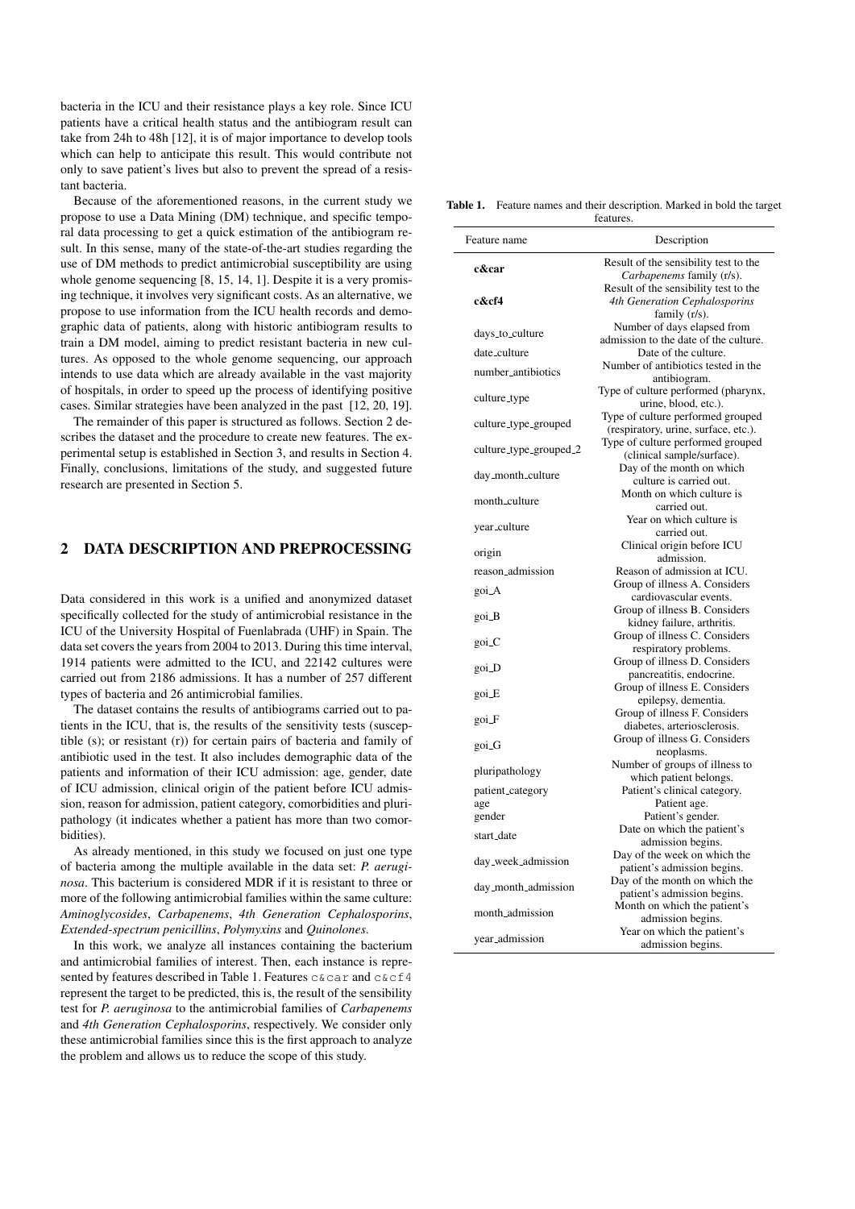bacteria in the ICU and their resistance plays a key role. Since ICU patients have a critical health status and the antibiogram result can take from 24h to 48h [12], it is of major importance to develop tools which can help to anticipate this result. This would contribute not only to save patient's lives but also to prevent the spread of a resistant bacteria.

Because of the aforementioned reasons, in the current study we propose to use a Data Mining (DM) technique, and specific temporal data processing to get a quick estimation of the antibiogram result. In this sense, many of the state-of-the-art studies regarding the use of DM methods to predict antimicrobial susceptibility are using whole genome sequencing [8, 15, 14, 1]. Despite it is a very promising technique, it involves very significant costs. As an alternative, we propose to use information from the ICU health records and demographic data of patients, along with historic antibiogram results to train a DM model, aiming to predict resistant bacteria in new cultures. As opposed to the whole genome sequencing, our approach intends to use data which are already available in the vast majority of hospitals, in order to speed up the process of identifying positive cases. Similar strategies have been analyzed in the past [12, 20, 19].

The remainder of this paper is structured as follows. Section 2 describes the dataset and the procedure to create new features. The experimental setup is established in Section 3, and results in Section 4. Finally, conclusions, limitations of the study, and suggested future research are presented in Section 5.

## 2 DATA DESCRIPTION AND PREPROCESSING

Data considered in this work is a unified and anonymized dataset specifically collected for the study of antimicrobial resistance in the ICU of the University Hospital of Fuenlabrada (UHF) in Spain. The data set covers the years from 2004 to 2013. During this time interval, 1914 patients were admitted to the ICU, and 22142 cultures were carried out from 2186 admissions. It has a number of 257 different types of bacteria and 26 antimicrobial families.

The dataset contains the results of antibiograms carried out to patients in the ICU, that is, the results of the sensitivity tests (susceptible (s); or resistant (r)) for certain pairs of bacteria and family of antibiotic used in the test. It also includes demographic data of the patients and information of their ICU admission: age, gender, date of ICU admission, clinical origin of the patient before ICU admission, reason for admission, patient category, comorbidities and pluripathology (it indicates whether a patient has more than two comorbidities).

As already mentioned, in this study we focused on just one type of bacteria among the multiple available in the data set: *P. aeruginosa*. This bacterium is considered MDR if it is resistant to three or more of the following antimicrobial families within the same culture: *Aminoglycosides*, *Carbapenems*, *4th Generation Cephalosporins*, *Extended-spectrum penicillins*, *Polymyxins* and *Quinolones*.

In this work, we analyze all instances containing the bacterium and antimicrobial families of interest. Then, each instance is represented by features described in Table 1. Features `c&car` and `c&cf4` represent the target to be predicted, this is, the result of the sensibility test for *P. aeruginosa* to the antimicrobial families of *Carbapenems* and *4th Generation Cephalosporins*, respectively. We consider only these antimicrobial families since this is the first approach to analyze the problem and allows us to reduce the scope of this study.

**Table 1.** Feature names and their description. Marked in bold the target features.

| Feature name | Description |
|---|---|
| **c&car** | Result of the sensibility test to the *Carbapenems* family (r/s). |
| **c&cf4** | Result of the sensibility test to the *4th Generation Cephalosporins* family (r/s). |
| days_to_culture | Number of days elapsed from admission to the date of the culture. |
| date_culture | Date of the culture. |
| number_antibiotics | Number of antibiotics tested in the antibiogram. |
| culture_type | Type of culture performed (pharynx, urine, blood, etc.). |
| culture_type_grouped | Type of culture performed grouped (respiratory, urine, surface, etc.). |
| culture_type_grouped_2 | Type of culture performed grouped (clinical sample/surface). |
| day_month_culture | Day of the month on which culture is carried out. |
| month_culture | Month on which culture is carried out. |
| year_culture | Year on which culture is carried out. |
| origin | Clinical origin before ICU admission. |
| reason_admission | Reason of admission at ICU. |
| goi_A | Group of illness A. Considers cardiovascular events. |
| goi_B | Group of illness B. Considers kidney failure, arthritis. |
| goi_C | Group of illness C. Considers respiratory problems. |
| goi_D | Group of illness D. Considers pancreatitis, endocrine. |
| goi_E | Group of illness E. Considers epilepsy, dementia. |
| goi_F | Group of illness F. Considers diabetes, arteriosclerosis. |
| goi_G | Group of illness G. Considers neoplasms. |
| pluripathology | Number of groups of illness to which patient belongs. |
| patient_category | Patient's clinical category. |
| age | Patient age. |
| gender | Patient's gender. |
| start_date | Date on which the patient's admission begins. |
| day_week_admission | Day of the week on which the patient's admission begins. |
| day_month_admission | Day of the month on which the patient's admission begins. |
| month_admission | Month on which the patient's admission begins. |
| year_admission | Year on which the patient's admission begins. |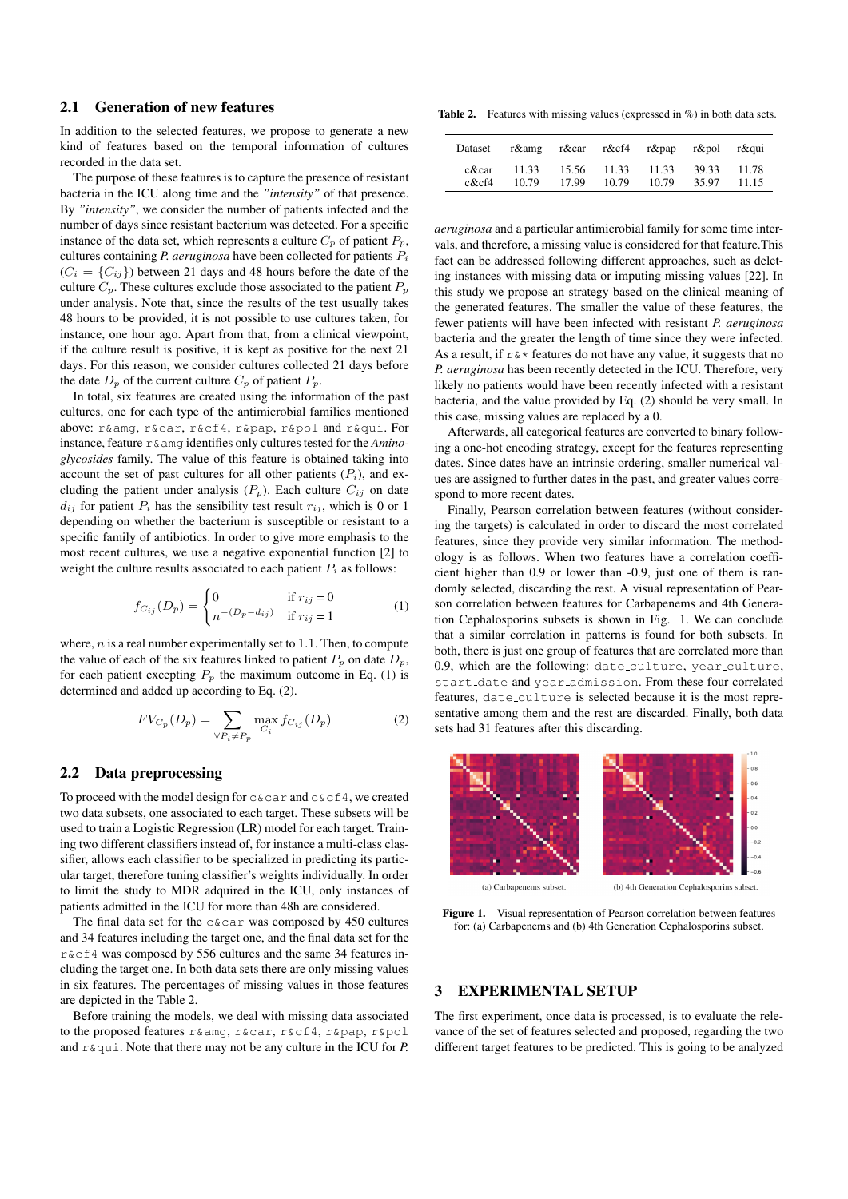### 2.1 Generation of new features

In addition to the selected features, we propose to generate a new kind of features based on the temporal information of cultures recorded in the data set.

The purpose of these features is to capture the presence of resistant bacteria in the ICU along time and the *"intensity"* of that presence. By *"intensity"*, we consider the number of patients infected and the number of days since resistant bacterium was detected. For a specific instance of the data set, which represents a culture $C_p$ of patient $P_p$, cultures containing *P. aeruginosa* have been collected for patients $P_i$ ($C_i = \{C_{ij}\}$) between 21 days and 48 hours before the date of the culture $C_p$. These cultures exclude those associated to the patient $P_p$ under analysis. Note that, since the results of the test usually takes 48 hours to be provided, it is not possible to use cultures taken, for instance, one hour ago. Apart from that, from a clinical viewpoint, if the culture result is positive, it is kept as positive for the next 21 days. For this reason, we consider cultures collected 21 days before the date $D_p$ of the current culture $C_p$ of patient $P_p$.

In total, six features are created using the information of the past cultures, one for each type of the antimicrobial families mentioned above: `r&amg`, `r&car`, `r&cf4`, `r&pap`, `r&pol` and `r&qui`. For instance, feature `r&amg` identifies only cultures tested for the *Aminoglycosides* family. The value of this feature is obtained taking into account the set of past cultures for all other patients ($P_i$), and excluding the patient under analysis ($P_p$). Each culture $C_{ij}$ on date $d_{ij}$ for patient $P_i$ has the sensibility test result $r_{ij}$, which is 0 or 1 depending on whether the bacterium is susceptible or resistant to a specific family of antibiotics. In order to give more emphasis to the most recent cultures, we use a negative exponential function [2] to weight the culture results associated to each patient $P_i$ as follows:

$$f_{C_{ij}}(D_p) = \begin{cases} 0 & \text{if } r_{ij} = 0 \\ n^{-(D_p - d_{ij})} & \text{if } r_{ij} = 1 \end{cases} \quad (1)$$

where, $n$ is a real number experimentally set to 1.1. Then, to compute the value of each of the six features linked to patient $P_p$ on date $D_p$, for each patient excepting $P_p$ the maximum outcome in Eq. (1) is determined and added up according to Eq. (2).

$$FV_{C_p}(D_p) = \sum_{\forall P_i \neq P_p} \max_{C_i} f_{C_{ij}}(D_p) \quad (2)$$

### 2.2 Data preprocessing

To proceed with the model design for `c&car` and `c&cf4`, we created two data subsets, one associated to each target. These subsets will be used to train a Logistic Regression (LR) model for each target. Training two different classifiers instead of, for instance a multi-class classifier, allows each classifier to be specialized in predicting its particular target, therefore tuning classifier's weights individually. In order to limit the study to MDR adquired in the ICU, only instances of patients admitted in the ICU for more than 48h are considered.

The final data set for the `c&car` was composed by 450 cultures and 34 features including the target one, and the final data set for the `r&cf4` was composed by 556 cultures and the same 34 features including the target one. In both data sets there are only missing values in six features. The percentages of missing values in those features are depicted in the Table 2.

Before training the models, we deal with missing data associated to the proposed features `r&amg`, `r&car`, `r&cf4`, `r&pap`, `r&pol` and `r&qui`. Note that there may not be any culture in the ICU for *P. aeruginosa* and a particular antimicrobial family for some time intervals, and therefore, a missing value is considered for that feature.This fact can be addressed following different approaches, such as deleting instances with missing data or imputing missing values [22]. In this study we propose an strategy based on the clinical meaning of the generated features. The smaller the value of these features, the fewer patients will have been infected with resistant *P. aeruginosa* bacteria and the greater the length of time since they were infected. As a result, if `r&*` features do not have any value, it suggests that no *P. aeruginosa* has been recently detected in the ICU. Therefore, very likely no patients would have been recently infected with a resistant bacteria, and the value provided by Eq. (2) should be very small. In this case, missing values are replaced by a 0.

Afterwards, all categorical features are converted to binary following a one-hot encoding strategy, except for the features representing dates. Since dates have an intrinsic ordering, smaller numerical values are assigned to further dates in the past, and greater values correspond to more recent dates.

Finally, Pearson correlation between features (without considering the targets) is calculated in order to discard the most correlated features, since they provide very similar information. The methodology is as follows. When two features have a correlation coefficient higher than 0.9 or lower than -0.9, just one of them is randomly selected, discarding the rest. A visual representation of Pearson correlation between features for Carbapenems and 4th Generation Cephalosporins subsets is shown in Fig. 1. We can conclude that a similar correlation in patterns is found for both subsets. In both, there is just one group of features that are correlated more than 0.9, which are the following: `date_culture`, `year_culture`, `start_date` and `year_admission`. From these four correlated features, `date_culture` is selected because it is the most representative among them and the rest are discarded. Finally, both data sets had 31 features after this discarding.

**Table 2.** Features with missing values (expressed in %) in both data sets.

| Dataset | r&amg | r&car | r&cf4 | r&pap | r&pol | r&qui |
|---|---|---|---|---|---|---|
| c&car | 11.33 | 15.56 | 11.33 | 11.33 | 39.33 | 11.78 |
| c&cf4 | 10.79 | 17.99 | 10.79 | 10.79 | 35.97 | 11.15 |

(a) Carbapenems subset. (b) 4th Generation Cephalosporins subset.

**Figure 1.** Visual representation of Pearson correlation between features for: (a) Carbapenems and (b) 4th Generation Cephalosporins subset.

## 3 EXPERIMENTAL SETUP

The first experiment, once data is processed, is to evaluate the relevance of the set of features selected and proposed, regarding the two different target features to be predicted. This is going to be analyzed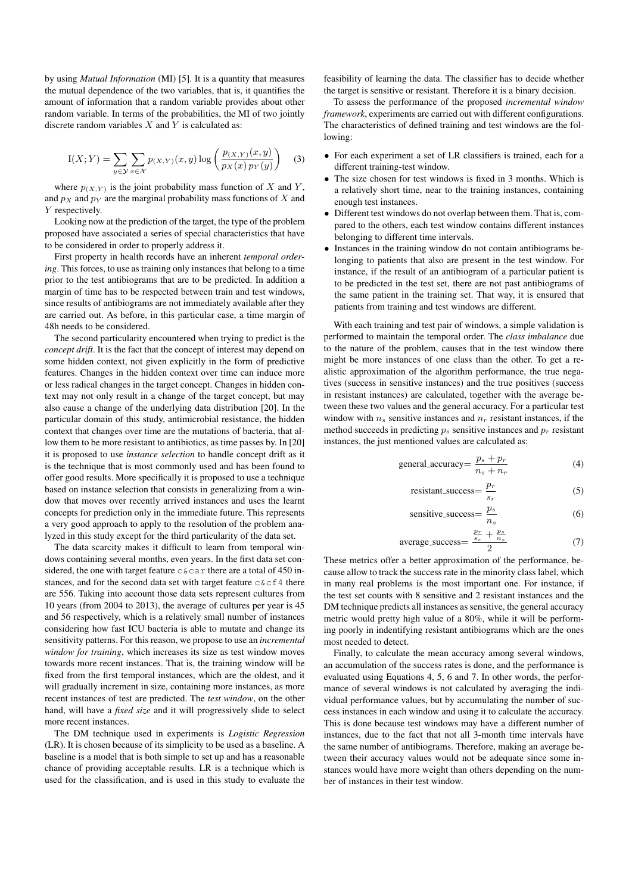by using *Mutual Information* (MI) [5]. It is a quantity that measures the mutual dependence of the two variables, that is, it quantifies the amount of information that a random variable provides about other random variable. In terms of the probabilities, the MI of two jointly discrete random variables $X$ and $Y$ is calculated as:

$$\mathrm{I}(X;Y) = \sum_{y \in \mathcal{Y}} \sum_{x \in \mathcal{X}} p_{(X,Y)}(x,y) \log \left( \frac{p_{(X,Y)}(x,y)}{p_X(x)\, p_Y(y)} \right) \quad (3)$$

where $p_{(X,Y)}$ is the joint probability mass function of $X$ and $Y$, and $p_X$ and $p_Y$ are the marginal probability mass functions of $X$ and $Y$ respectively.

Looking now at the prediction of the target, the type of the problem proposed have associated a series of special characteristics that have to be considered in order to properly address it.

First property in health records have an inherent *temporal ordering*. This forces, to use as training only instances that belong to a time prior to the test antibiograms that are to be predicted. In addition a margin of time has to be respected between train and test windows, since results of antibiograms are not immediately available after they are carried out. As before, in this particular case, a time margin of 48h needs to be considered.

The second particularity encountered when trying to predict is the *concept drift*. It is the fact that the concept of interest may depend on some hidden context, not given explicitly in the form of predictive features. Changes in the hidden context over time can induce more or less radical changes in the target concept. Changes in hidden context may not only result in a change of the target concept, but may also cause a change of the underlying data distribution [20]. In the particular domain of this study, antimicrobial resistance, the hidden context that changes over time are the mutations of bacteria, that allow them to be more resistant to antibiotics, as time passes by. In [20] it is proposed to use *instance selection* to handle concept drift as it is the technique that is most commonly used and has been found to offer good results. More specifically it is proposed to use a technique based on instance selection that consists in generalizing from a window that moves over recently arrived instances and uses the learnt concepts for prediction only in the immediate future. This represents a very good approach to apply to the resolution of the problem analyzed in this study except for the third particularity of the data set.

The data scarcity makes it difficult to learn from temporal windows containing several months, even years. In the first data set considered, the one with target feature `c&car` there are a total of 450 instances, and for the second data set with target feature `c&cf4` there are 556. Taking into account those data sets represent cultures from 10 years (from 2004 to 2013), the average of cultures per year is 45 and 56 respectively, which is a relatively small number of instances considering how fast ICU bacteria is able to mutate and change its sensitivity patterns. For this reason, we propose to use an *incremental window for training*, which increases its size as test window moves towards more recent instances. That is, the training window will be fixed from the first temporal instances, which are the oldest, and it will gradually increment in size, containing more instances, as more recent instances of test are predicted. The *test window*, on the other hand, will have a *fixed size* and it will progressively slide to select more recent instances.

The DM technique used in experiments is *Logistic Regression* (LR). It is chosen because of its simplicity to be used as a baseline. A baseline is a model that is both simple to set up and has a reasonable chance of providing acceptable results. LR is a technique which is used for the classification, and is used in this study to evaluate the feasibility of learning the data. The classifier has to decide whether the target is sensitive or resistant. Therefore it is a binary decision.

To assess the performance of the proposed *incremental window framework*, experiments are carried out with different configurations. The characteristics of defined training and test windows are the following:

- For each experiment a set of LR classifiers is trained, each for a different training-test window.
- The size chosen for test windows is fixed in 3 months. Which is a relatively short time, near to the training instances, containing enough test instances.
- Different test windows do not overlap between them. That is, compared to the others, each test window contains different instances belonging to different time intervals.
- Instances in the training window do not contain antibiograms belonging to patients that also are present in the test window. For instance, if the result of an antibiogram of a particular patient is to be predicted in the test set, there are not past antibiograms of the same patient in the training set. That way, it is ensured that patients from training and test windows are different.

With each training and test pair of windows, a simple validation is performed to maintain the temporal order. The *class imbalance* due to the nature of the problem, causes that in the test window there might be more instances of one class than the other. To get a realistic approximation of the algorithm performance, the true negatives (success in sensitive instances) and the true positives (success in resistant instances) are calculated, together with the average between these two values and the general accuracy. For a particular test window with $n_s$ sensitive instances and $n_r$ resistant instances, if the method succeeds in predicting $p_s$ sensitive instances and $p_r$ resistant instances, the just mentioned values are calculated as:

$$\text{general\_accuracy} = \frac{p_s + p_r}{n_s + n_r} \quad (4)$$

$$\text{resistant\_success} = \frac{p_r}{s_r} \quad (5)$$

$$\text{sensitive\_success} = \frac{p_s}{n_s} \quad (6)$$

$$\text{average\_success} = \frac{\frac{p_r}{s_r} + \frac{p_s}{n_s}}{2} \quad (7)$$

These metrics offer a better approximation of the performance, because allow to track the success rate in the minority class label, which in many real problems is the most important one. For instance, if the test set counts with 8 sensitive and 2 resistant instances and the DM technique predicts all instances as sensitive, the general accuracy metric would pretty high value of a 80%, while it will be performing poorly in indentifying resistant antibiograms which are the ones most needed to detect.

Finally, to calculate the mean accuracy among several windows, an accumulation of the success rates is done, and the performance is evaluated using Equations 4, 5, 6 and 7. In other words, the performance of several windows is not calculated by averaging the individual performance values, but by accumulating the number of success instances in each window and using it to calculate the accuracy. This is done because test windows may have a different number of instances, due to the fact that not all 3-month time intervals have the same number of antibiograms. Therefore, making an average between their accuracy values would not be adequate since some instances would have more weight than others depending on the number of instances in their test window.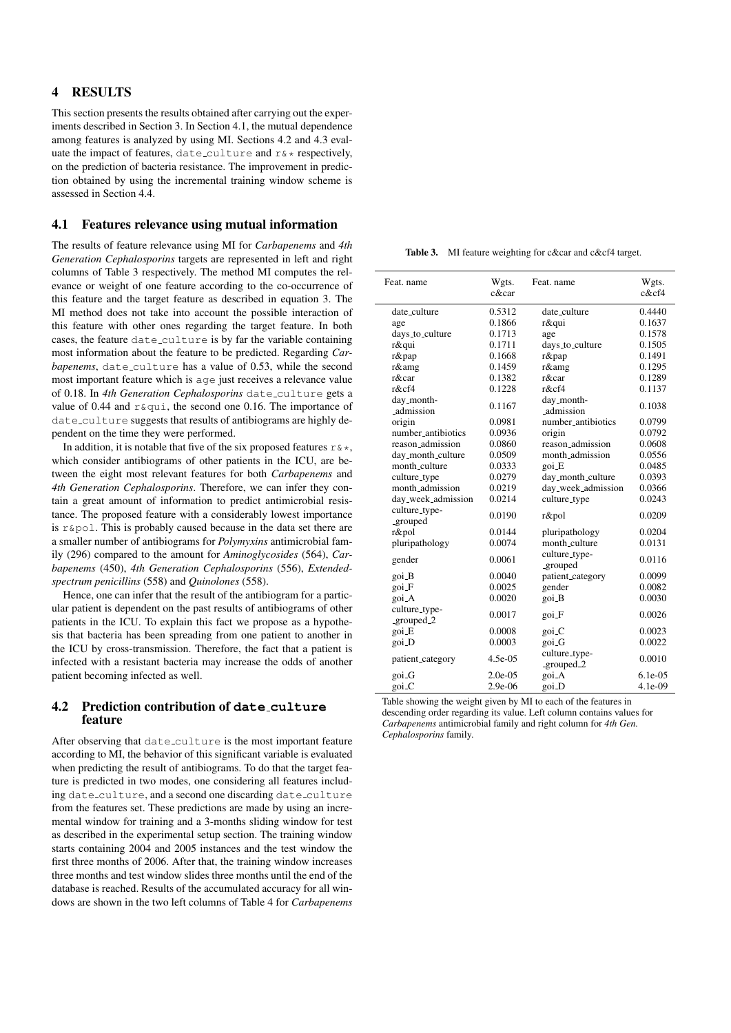## 4 RESULTS

This section presents the results obtained after carrying out the experiments described in Section 3. In Section 4.1, the mutual dependence among features is analyzed by using MI. Sections 4.2 and 4.3 evaluate the impact of features, date_culture and r&* respectively, on the prediction of bacteria resistance. The improvement in prediction obtained by using the incremental training window scheme is assessed in Section 4.4.

### 4.1 Features relevance using mutual information

The results of feature relevance using MI for *Carbapenems* and *4th Generation Cephalosporins* targets are represented in left and right columns of Table 3 respectively. The method MI computes the relevance or weight of one feature according to the co-occurrence of this feature and the target feature as described in equation 3. The MI method does not take into account the possible interaction of this feature with other ones regarding the target feature. In both cases, the feature date_culture is by far the variable containing most information about the feature to be predicted. Regarding *Carbapenems*, date_culture has a value of 0.53, while the second most important feature which is age just receives a relevance value of 0.18. In *4th Generation Cephalosporins* date_culture gets a value of 0.44 and r&qui, the second one 0.16. The importance of date_culture suggests that results of antibiograms are highly dependent on the time they were performed.

In addition, it is notable that five of the six proposed features r&*, which consider antibiograms of other patients in the ICU, are between the eight most relevant features for both *Carbapenems* and *4th Generation Cephalosporins*. Therefore, we can infer they contain a great amount of information to predict antimicrobial resistance. The proposed feature with a considerably lowest importance is r&pol. This is probably caused because in the data set there are a smaller number of antibiograms for *Polymyxins* antimicrobial family (296) compared to the amount for *Aminoglycosides* (564), *Carbapenems* (450), *4th Generation Cephalosporins* (556), *Extended-spectrum penicillins* (558) and *Quinolones* (558).

Hence, one can infer that the result of the antibiogram for a particular patient is dependent on the past results of antibiograms of other patients in the ICU. To explain this fact we propose as a hypothesis that bacteria has been spreading from one patient to another in the ICU by cross-transmission. Therefore, the fact that a patient is infected with a resistant bacteria may increase the odds of another patient becoming infected as well.

**Table 3.** MI feature weighting for c&car and c&cf4 target.

| Feat. name | Wgts. c&car | Feat. name | Wgts. c&cf4 |
|---|---|---|---|
| date_culture | 0.5312 | date_culture | 0.4440 |
| age | 0.1866 | r&qui | 0.1637 |
| days_to_culture | 0.1713 | age | 0.1578 |
| r&qui | 0.1711 | days_to_culture | 0.1505 |
| r&pap | 0.1668 | r&pap | 0.1491 |
| r&amg | 0.1459 | r&amg | 0.1295 |
| r&car | 0.1382 | r&car | 0.1289 |
| r&cf4 | 0.1228 | r&cf4 | 0.1137 |
| day_month-_admission | 0.1167 | day_month-_admission | 0.1038 |
| origin | 0.0981 | number_antibiotics | 0.0799 |
| number_antibiotics | 0.0936 | origin | 0.0792 |
| reason_admission | 0.0860 | reason_admission | 0.0608 |
| day_month_culture | 0.0509 | month_admission | 0.0556 |
| month_culture | 0.0333 | goi_E | 0.0485 |
| culture_type | 0.0279 | day_month_culture | 0.0393 |
| month_admission | 0.0219 | day_week_admission | 0.0366 |
| day_week_admission | 0.0214 | culture_type | 0.0243 |
| culture_type-_grouped | 0.0190 | r&pol | 0.0209 |
| r&pol | 0.0144 | pluripathology | 0.0204 |
| pluripathology | 0.0074 | month_culture | 0.0131 |
| gender | 0.0061 | culture_type-_grouped | 0.0116 |
| goi_B | 0.0040 | patient_category | 0.0099 |
| goi_F | 0.0025 | gender | 0.0082 |
| goi_A | 0.0020 | goi_B | 0.0030 |
| culture_type-_grouped_2 | 0.0017 | goi_F | 0.0026 |
| goi_E | 0.0008 | goi_C | 0.0023 |
| goi_D | 0.0003 | goi_G | 0.0022 |
| patient_category | 4.5e-05 | culture_type-_grouped_2 | 0.0010 |
| goi_G | 2.0e-05 | goi_A | 6.1e-05 |
| goi_C | 2.9e-06 | goi_D | 4.1e-09 |

Table showing the weight given by MI to each of the features in descending order regarding its value. Left column contains values for *Carbapenems* antimicrobial family and right column for *4th Gen. Cephalosporins* family.

### 4.2 Prediction contribution of date_culture feature

After observing that date_culture is the most important feature according to MI, the behavior of this significant variable is evaluated when predicting the result of antibiograms. To do that the target feature is predicted in two modes, one considering all features including date_culture, and a second one discarding date_culture from the features set. These predictions are made by using an incremental window for training and a 3-months sliding window for test as described in the experimental setup section. The training window starts containing 2004 and 2005 instances and the test window the first three months of 2006. After that, the training window increases three months and test window slides three months until the end of the database is reached. Results of the accumulated accuracy for all windows are shown in the two left columns of Table 4 for *Carbapenems*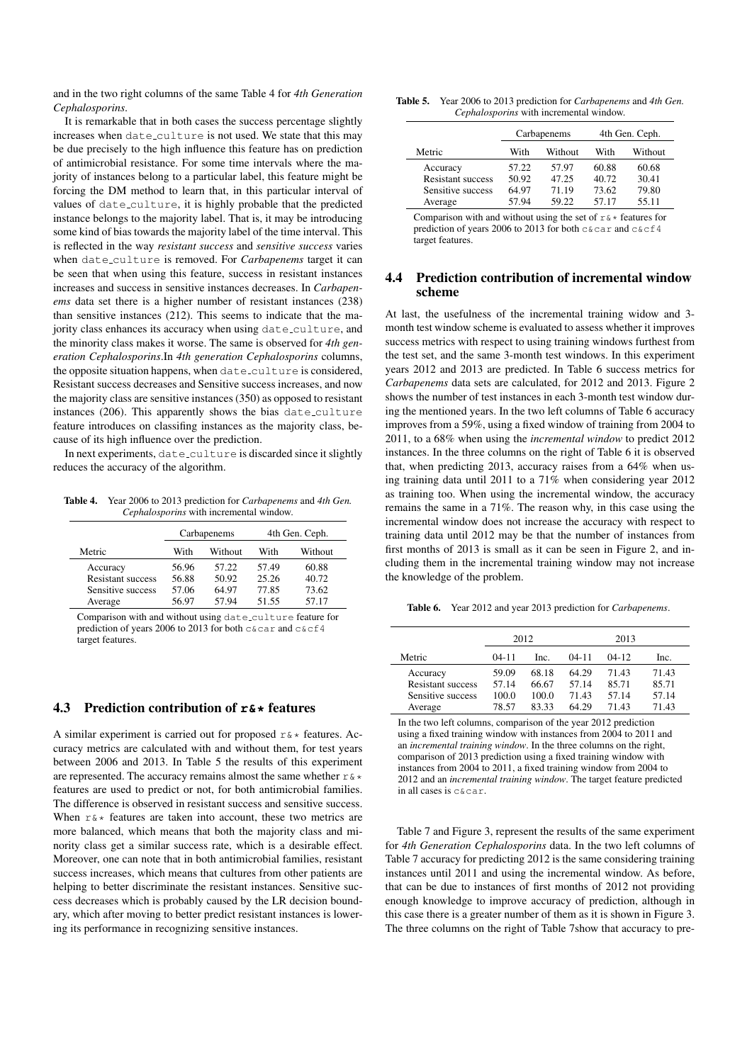and in the two right columns of the same Table 4 for *4th Generation Cephalosporins*.

It is remarkable that in both cases the success percentage slightly increases when date_culture is not used. We state that this may be due precisely to the high influence this feature has on prediction of antimicrobial resistance. For some time intervals where the majority of instances belong to a particular label, this feature might be forcing the DM method to learn that, in this particular interval of values of date_culture, it is highly probable that the predicted instance belongs to the majority label. That is, it may be introducing some kind of bias towards the majority label of the time interval. This is reflected in the way *resistant success* and *sensitive success* varies when date_culture is removed. For *Carbapenems* target it can be seen that when using this feature, success in resistant instances increases and success in sensitive instances decreases. In *Carbapenems* data set there is a higher number of resistant instances (238) than sensitive instances (212). This seems to indicate that the majority class enhances its accuracy when using date_culture, and the minority class makes it worse. The same is observed for *4th generation Cephalosporins*.In *4th generation Cephalosporins* columns, the opposite situation happens, when date_culture is considered, Resistant success decreases and Sensitive success increases, and now the majority class are sensitive instances (350) as opposed to resistant instances (206). This apparently shows the bias date_culture feature introduces on classifing instances as the majority class, because of its high influence over the prediction.

In next experiments, date_culture is discarded since it slightly reduces the accuracy of the algorithm.

**Table 4.** Year 2006 to 2013 prediction for *Carbapenems* and *4th Gen. Cephalosporins* with incremental window.

| | Carbapenems | | 4th Gen. Ceph. | |
|---|---|---|---|---|
| Metric | With | Without | With | Without |
| Accuracy | 56.96 | 57.22 | 57.49 | 60.88 |
| Resistant success | 56.88 | 50.92 | 25.26 | 40.72 |
| Sensitive success | 57.06 | 64.97 | 77.85 | 73.62 |
| Average | 56.97 | 57.94 | 51.55 | 57.17 |

Comparison with and without using date_culture feature for prediction of years 2006 to 2013 for both c&car and c&cf4 target features.

### 4.3 Prediction contribution of r&* features

A similar experiment is carried out for proposed r&* features. Accuracy metrics are calculated with and without them, for test years between 2006 and 2013. In Table 5 the results of this experiment are represented. The accuracy remains almost the same whether r&* features are used to predict or not, for both antimicrobial families. The difference is observed in resistant success and sensitive success. When r&* features are taken into account, these two metrics are more balanced, which means that both the majority class and minority class get a similar success rate, which is a desirable effect. Moreover, one can note that in both antimicrobial families, resistant success increases, which means that cultures from other patients are helping to better discriminate the resistant instances. Sensitive success decreases which is probably caused by the LR decision boundary, which after moving to better predict resistant instances is lowering its performance in recognizing sensitive instances.

**Table 5.** Year 2006 to 2013 prediction for *Carbapenems* and *4th Gen. Cephalosporins* with incremental window.

| | Carbapenems | | 4th Gen. Ceph. | |
|---|---|---|---|---|
| Metric | With | Without | With | Without |
| Accuracy | 57.22 | 57.97 | 60.88 | 60.68 |
| Resistant success | 50.92 | 47.25 | 40.72 | 30.41 |
| Sensitive success | 64.97 | 71.19 | 73.62 | 79.80 |
| Average | 57.94 | 59.22 | 57.17 | 55.11 |

Comparison with and without using the set of r&* features for prediction of years 2006 to 2013 for both c&car and c&cf4 target features.

### 4.4 Prediction contribution of incremental window scheme

At last, the usefulness of the incremental training widow and 3-month test window scheme is evaluated to assess whether it improves success metrics with respect to using training windows furthest from the test set, and the same 3-month test windows. In this experiment years 2012 and 2013 are predicted. In Table 6 success metrics for *Carbapenems* data sets are calculated, for 2012 and 2013. Figure 2 shows the number of test instances in each 3-month test window during the mentioned years. In the two left columns of Table 6 accuracy improves from a 59%, using a fixed window of training from 2004 to 2011, to a 68% when using the *incremental window* to predict 2012 instances. In the three columns on the right of Table 6 it is observed that, when predicting 2013, accuracy raises from a 64% when using training data until 2011 to a 71% when considering year 2012 as training too. When using the incremental window, the accuracy remains the same in a 71%. The reason why, in this case using the incremental window does not increase the accuracy with respect to training data until 2012 may be that the number of instances from first months of 2013 is small as it can be seen in Figure 2, and including them in the incremental training window may not increase the knowledge of the problem.

**Table 6.** Year 2012 and year 2013 prediction for *Carbapenems*.

| | 2012 | | 2013 | | |
|---|---|---|---|---|---|
| Metric | 04-11 | Inc. | 04-11 | 04-12 | Inc. |
| Accuracy | 59.09 | 68.18 | 64.29 | 71.43 | 71.43 |
| Resistant success | 57.14 | 66.67 | 57.14 | 85.71 | 85.71 |
| Sensitive success | 100.0 | 100.0 | 71.43 | 57.14 | 57.14 |
| Average | 78.57 | 83.33 | 64.29 | 71.43 | 71.43 |

In the two left columns, comparison of the year 2012 prediction using a fixed training window with instances from 2004 to 2011 and an *incremental training window*. In the three columns on the right, comparison of 2013 prediction using a fixed training window with instances from 2004 to 2011, a fixed training window from 2004 to 2012 and an *incremental training window*. The target feature predicted in all cases is c&car.

Table 7 and Figure 3, represent the results of the same experiment for *4th Generation Cephalosporins* data. In the two left columns of Table 7 accuracy for predicting 2012 is the same considering training instances until 2011 and using the incremental window. As before, that can be due to instances of first months of 2012 not providing enough knowledge to improve accuracy of prediction, although in this case there is a greater number of them as it is shown in Figure 3. The three columns on the right of Table 7show that accuracy to pre-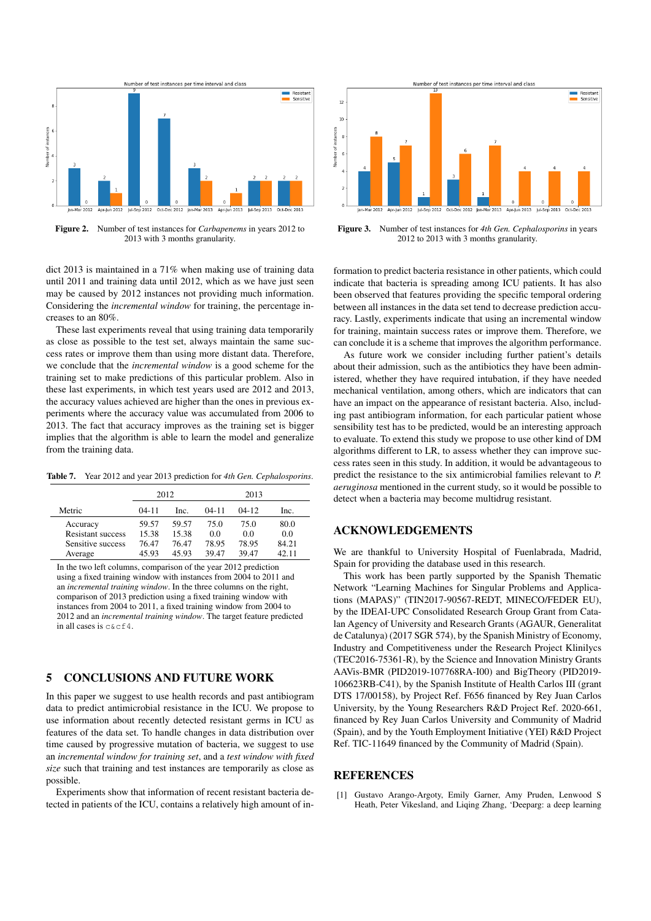Figure 2. Number of test instances for *Carbapenems* in years 2012 to 2013 with 3 months granularity.

Figure 3. Number of test instances for *4th Gen. Cephalosporins* in years 2012 to 2013 with 3 months granularity.

dict 2013 is maintained in a 71% when making use of training data until 2011 and training data until 2012, which as we have just seen may be caused by 2012 instances not providing much information. Considering the *incremental window* for training, the percentage increases to an 80%.

These last experiments reveal that using training data temporarily as close as possible to the test set, always maintain the same success rates or improve them than using more distant data. Therefore, we conclude that the *incremental window* is a good scheme for the training set to make predictions of this particular problem. Also in these last experiments, in which test years used are 2012 and 2013, the accuracy values achieved are higher than the ones in previous experiments where the accuracy value was accumulated from 2006 to 2013. The fact that accuracy improves as the training set is bigger implies that the algorithm is able to learn the model and generalize from the training data.

**Table 7.** Year 2012 and year 2013 prediction for *4th Gen. Cephalosporins*.

| | 2012 | | 2013 | | |
|---|---|---|---|---|---|
| Metric | 04-11 | Inc. | 04-11 | 04-12 | Inc. |
| Accuracy | 59.57 | 59.57 | 75.0 | 75.0 | 80.0 |
| Resistant success | 15.38 | 15.38 | 0.0 | 0.0 | 0.0 |
| Sensitive success | 76.47 | 76.47 | 78.95 | 78.95 | 84.21 |
| Average | 45.93 | 45.93 | 39.47 | 39.47 | 42.11 |

In the two left columns, comparison of the year 2012 prediction using a fixed training window with instances from 2004 to 2011 and an *incremental training window*. In the three columns on the right, comparison of 2013 prediction using a fixed training window with instances from 2004 to 2011, a fixed training window from 2004 to 2012 and an *incremental training window*. The target feature predicted in all cases is `c&cf4`.

## 5 CONCLUSIONS AND FUTURE WORK

In this paper we suggest to use health records and past antibiogram data to predict antimicrobial resistance in the ICU. We propose to use information about recently detected resistant germs in ICU as features of the data set. To handle changes in data distribution over time caused by progressive mutation of bacteria, we suggest to use an *incremental window for training set*, and a *test window with fixed size* such that training and test instances are temporarily as close as possible.

Experiments show that information of recent resistant bacteria detected in patients of the ICU, contains a relatively high amount of information to predict bacteria resistance in other patients, which could indicate that bacteria is spreading among ICU patients. It has also been observed that features providing the specific temporal ordering between all instances in the data set tend to decrease prediction accuracy. Lastly, experiments indicate that using an incremental window for training, maintain success rates or improve them. Therefore, we can conclude it is a scheme that improves the algorithm performance.

As future work we consider including further patient's details about their admission, such as the antibiotics they have been administered, whether they have required intubation, if they have needed mechanical ventilation, among others, which are indicators that can have an impact on the appearance of resistant bacteria. Also, including past antibiogram information, for each particular patient whose sensibility test has to be predicted, would be an interesting approach to evaluate. To extend this study we propose to use other kind of DM algorithms different to LR, to assess whether they can improve success rates seen in this study. In addition, it would be advantageous to predict the resistance to the six antimicrobial families relevant to *P. aeruginosa* mentioned in the current study, so it would be possible to detect when a bacteria may become multidrug resistant.

## ACKNOWLEDGEMENTS

We are thankful to University Hospital of Fuenlabrada, Madrid, Spain for providing the database used in this research.

This work has been partly supported by the Spanish Thematic Network "Learning Machines for Singular Problems and Applications (MAPAS)" (TIN2017-90567-REDT, MINECO/FEDER EU), by the IDEAI-UPC Consolidated Research Group Grant from Catalan Agency of University and Research Grants (AGAUR, Generalitat de Catalunya) (2017 SGR 574), by the Spanish Ministry of Economy, Industry and Competitiveness under the Research Project Klinilycs (TEC2016-75361-R), by the Science and Innovation Ministry Grants AAVis-BMR (PID2019-107768RA-I00) and BigTheory (PID2019-106623RB-C41), by the Spanish Institute of Health Carlos III (grant DTS 17/00158), by Project Ref. F656 financed by Rey Juan Carlos University, by the Young Researchers R&D Project Ref. 2020-661, financed by Rey Juan Carlos University and Community of Madrid (Spain), and by the Youth Employment Initiative (YEI) R&D Project Ref. TIC-11649 financed by the Community of Madrid (Spain).

## REFERENCES

[1] Gustavo Arango-Argoty, Emily Garner, Amy Pruden, Lenwood S Heath, Peter Vikesland, and Liqing Zhang, 'Deeparg: a deep learning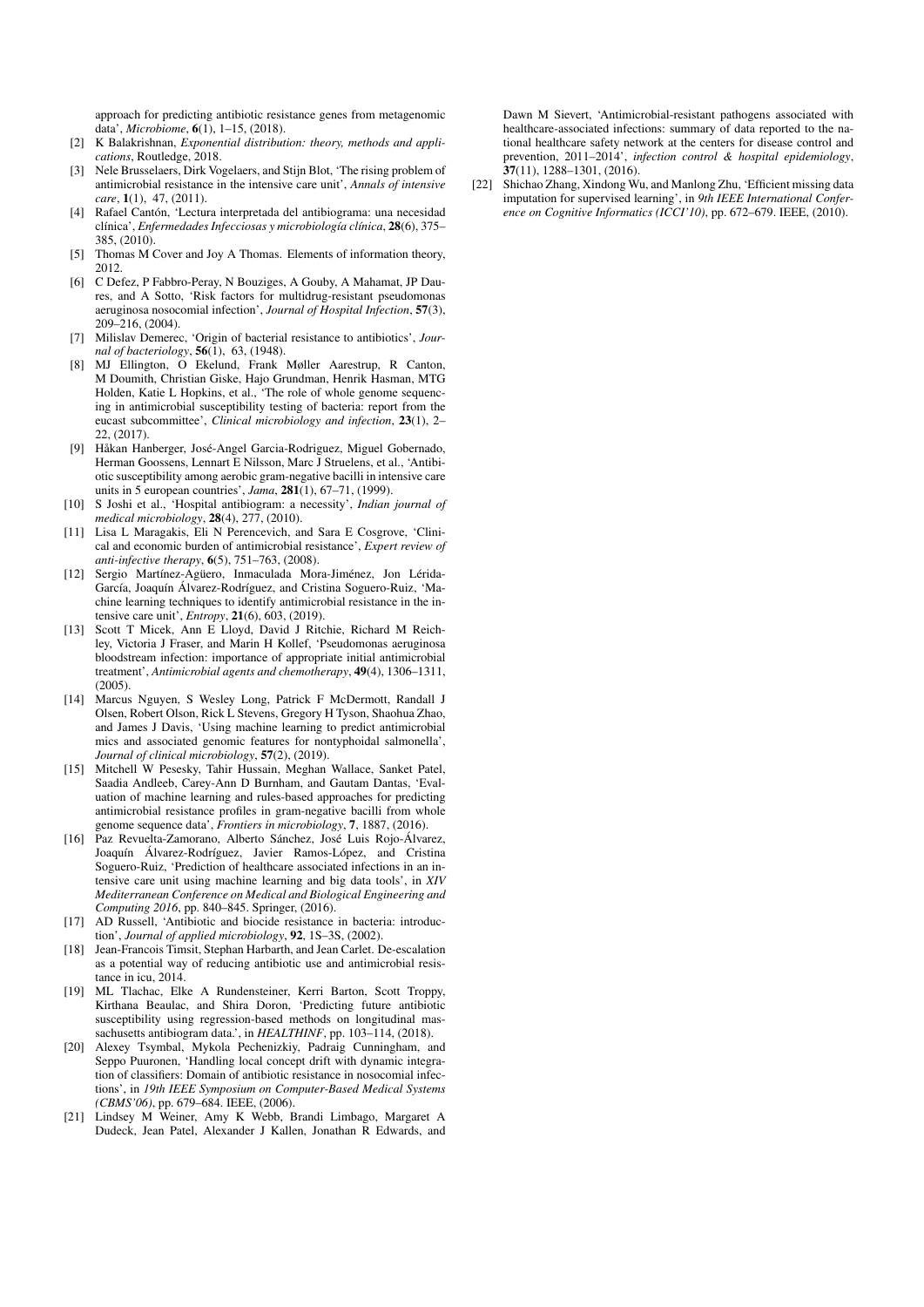approach for predicting antibiotic resistance genes from metagenomic data', *Microbiome*, **6**(1), 1–15, (2018).

[2] K Balakrishnan, *Exponential distribution: theory, methods and applications*, Routledge, 2018.

[3] Nele Brusselaers, Dirk Vogelaers, and Stijn Blot, 'The rising problem of antimicrobial resistance in the intensive care unit', *Annals of intensive care*, **1**(1), 47, (2011).

[4] Rafael Cantón, 'Lectura interpretada del antibiograma: una necesidad clínica', *Enfermedades Infecciosas y microbiología clínica*, **28**(6), 375–385, (2010).

[5] Thomas M Cover and Joy A Thomas. Elements of information theory, 2012.

[6] C Defez, P Fabbro-Peray, N Bouziges, A Gouby, A Mahamat, JP Daures, and A Sotto, 'Risk factors for multidrug-resistant pseudomonas aeruginosa nosocomial infection', *Journal of Hospital Infection*, **57**(3), 209–216, (2004).

[7] Milislav Demerec, 'Origin of bacterial resistance to antibiotics', *Journal of bacteriology*, **56**(1), 63, (1948).

[8] MJ Ellington, O Ekelund, Frank Møller Aarestrup, R Canton, M Doumith, Christian Giske, Hajo Grundman, Henrik Hasman, MTG Holden, Katie L Hopkins, et al., 'The role of whole genome sequencing in antimicrobial susceptibility testing of bacteria: report from the eucast subcommittee', *Clinical microbiology and infection*, **23**(1), 2–22, (2017).

[9] Håkan Hanberger, José-Angel Garcia-Rodriguez, Miguel Gobernado, Herman Goossens, Lennart E Nilsson, Marc J Struelens, et al., 'Antibiotic susceptibility among aerobic gram-negative bacilli in intensive care units in 5 european countries', *Jama*, **281**(1), 67–71, (1999).

[10] S Joshi et al., 'Hospital antibiogram: a necessity', *Indian journal of medical microbiology*, **28**(4), 277, (2010).

[11] Lisa L Maragakis, Eli N Perencevich, and Sara E Cosgrove, 'Clinical and economic burden of antimicrobial resistance', *Expert review of anti-infective therapy*, **6**(5), 751–763, (2008).

[12] Sergio Martínez-Agüero, Inmaculada Mora-Jiménez, Jon Lérida-García, Joaquín Álvarez-Rodríguez, and Cristina Soguero-Ruiz, 'Machine learning techniques to identify antimicrobial resistance in the intensive care unit', *Entropy*, **21**(6), 603, (2019).

[13] Scott T Micek, Ann E Lloyd, David J Ritchie, Richard M Reichley, Victoria J Fraser, and Marin H Kollef, 'Pseudomonas aeruginosa bloodstream infection: importance of appropriate initial antimicrobial treatment', *Antimicrobial agents and chemotherapy*, **49**(4), 1306–1311, (2005).

[14] Marcus Nguyen, S Wesley Long, Patrick F McDermott, Randall J Olsen, Robert Olson, Rick L Stevens, Gregory H Tyson, Shaohua Zhao, and James J Davis, 'Using machine learning to predict antimicrobial mics and associated genomic features for nontyphoidal salmonella', *Journal of clinical microbiology*, **57**(2), (2019).

[15] Mitchell W Pesesky, Tahir Hussain, Meghan Wallace, Sanket Patel, Saadia Andleeb, Carey-Ann D Burnham, and Gautam Dantas, 'Evaluation of machine learning and rules-based approaches for predicting antimicrobial resistance profiles in gram-negative bacilli from whole genome sequence data', *Frontiers in microbiology*, **7**, 1887, (2016).

[16] Paz Revuelta-Zamorano, Alberto Sánchez, José Luis Rojo-Álvarez, Joaquín Álvarez-Rodríguez, Javier Ramos-López, and Cristina Soguero-Ruiz, 'Prediction of healthcare associated infections in an intensive care unit using machine learning and big data tools', in *XIV Mediterranean Conference on Medical and Biological Engineering and Computing 2016*, pp. 840–845. Springer, (2016).

[17] AD Russell, 'Antibiotic and biocide resistance in bacteria: introduction', *Journal of applied microbiology*, **92**, 1S–3S, (2002).

[18] Jean-Francois Timsit, Stephan Harbarth, and Jean Carlet. De-escalation as a potential way of reducing antibiotic use and antimicrobial resistance in icu, 2014.

[19] ML Tlachac, Elke A Rundensteiner, Kerri Barton, Scott Troppy, Kirthana Beaulac, and Shira Doron, 'Predicting future antibiotic susceptibility using regression-based methods on longitudinal massachusetts antibiogram data.', in *HEALTHINF*, pp. 103–114, (2018).

[20] Alexey Tsymbal, Mykola Pechenizkiy, Padraig Cunningham, and Seppo Puuronen, 'Handling local concept drift with dynamic integration of classifiers: Domain of antibiotic resistance in nosocomial infections', in *19th IEEE Symposium on Computer-Based Medical Systems (CBMS'06)*, pp. 679–684. IEEE, (2006).

[21] Lindsey M Weiner, Amy K Webb, Brandi Limbago, Margaret A Dudeck, Jean Patel, Alexander J Kallen, Jonathan R Edwards, and Dawn M Sievert, 'Antimicrobial-resistant pathogens associated with healthcare-associated infections: summary of data reported to the national healthcare safety network at the centers for disease control and prevention, 2011–2014', *infection control & hospital epidemiology*, **37**(11), 1288–1301, (2016).

[22] Shichao Zhang, Xindong Wu, and Manlong Zhu, 'Efficient missing data imputation for supervised learning', in *9th IEEE International Conference on Cognitive Informatics (ICCI'10)*, pp. 672–679. IEEE, (2010).